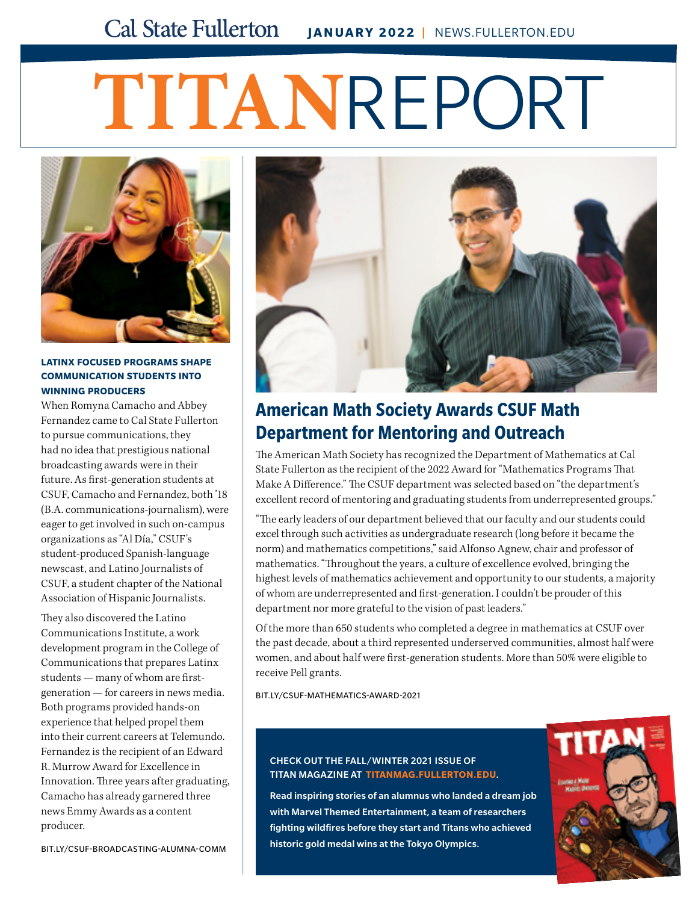Cal State Fullerton **JANUARY 2022** | NEWS.FULLERTON.EDU

# TITANREPORT

### LATINX FOCUSED PROGRAMS SHAPE COMMUNICATION STUDENTS INTO WINNING PRODUCERS

When Romyna Camacho and Abbey Fernandez came to Cal State Fullerton to pursue communications, they had no idea that prestigious national broadcasting awards were in their future. As first-generation students at CSUF, Camacho and Fernandez, both '18 (B.A. communications-journalism), were eager to get involved in such on-campus organizations as "Al Día," CSUF's student-produced Spanish-language newscast, and Latino Journalists of CSUF, a student chapter of the National Association of Hispanic Journalists.

They also discovered the Latino Communications Institute, a work development program in the College of Communications that prepares Latinx students — many of whom are first-generation — for careers in news media. Both programs provided hands-on experience that helped propel them into their current careers at Telemundo. Fernandez is the recipient of an Edward R. Murrow Award for Excellence in Innovation. Three years after graduating, Camacho has already garnered three news Emmy Awards as a content producer.

BIT.LY/CSUF-BROADCASTING-ALUMNA-COMM

## American Math Society Awards CSUF Math Department for Mentoring and Outreach

The American Math Society has recognized the Department of Mathematics at Cal State Fullerton as the recipient of the 2022 Award for "Mathematics Programs That Make A Difference." The CSUF department was selected based on "the department's excellent record of mentoring and graduating students from underrepresented groups."

"The early leaders of our department believed that our faculty and our students could excel through such activities as undergraduate research (long before it became the norm) and mathematics competitions," said Alfonso Agnew, chair and professor of mathematics. "Throughout the years, a culture of excellence evolved, bringing the highest levels of mathematics achievement and opportunity to our students, a majority of whom are underrepresented and first-generation. I couldn't be prouder of this department nor more grateful to the vision of past leaders."

Of the more than 650 students who completed a degree in mathematics at CSUF over the past decade, about a third represented underserved communities, almost half were women, and about half were first-generation students. More than 50% were eligible to receive Pell grants.

BIT.LY/CSUF-MATHEMATICS-AWARD-2021

**CHECK OUT THE FALL/WINTER 2021 ISSUE OF TITAN MAGAZINE AT TITANMAG.FULLERTON.EDU.**

**Read inspiring stories of an alumnus who landed a dream job with Marvel Themed Entertainment, a team of researchers fighting wildfires before they start and Titans who achieved historic gold medal wins at the Tokyo Olympics.**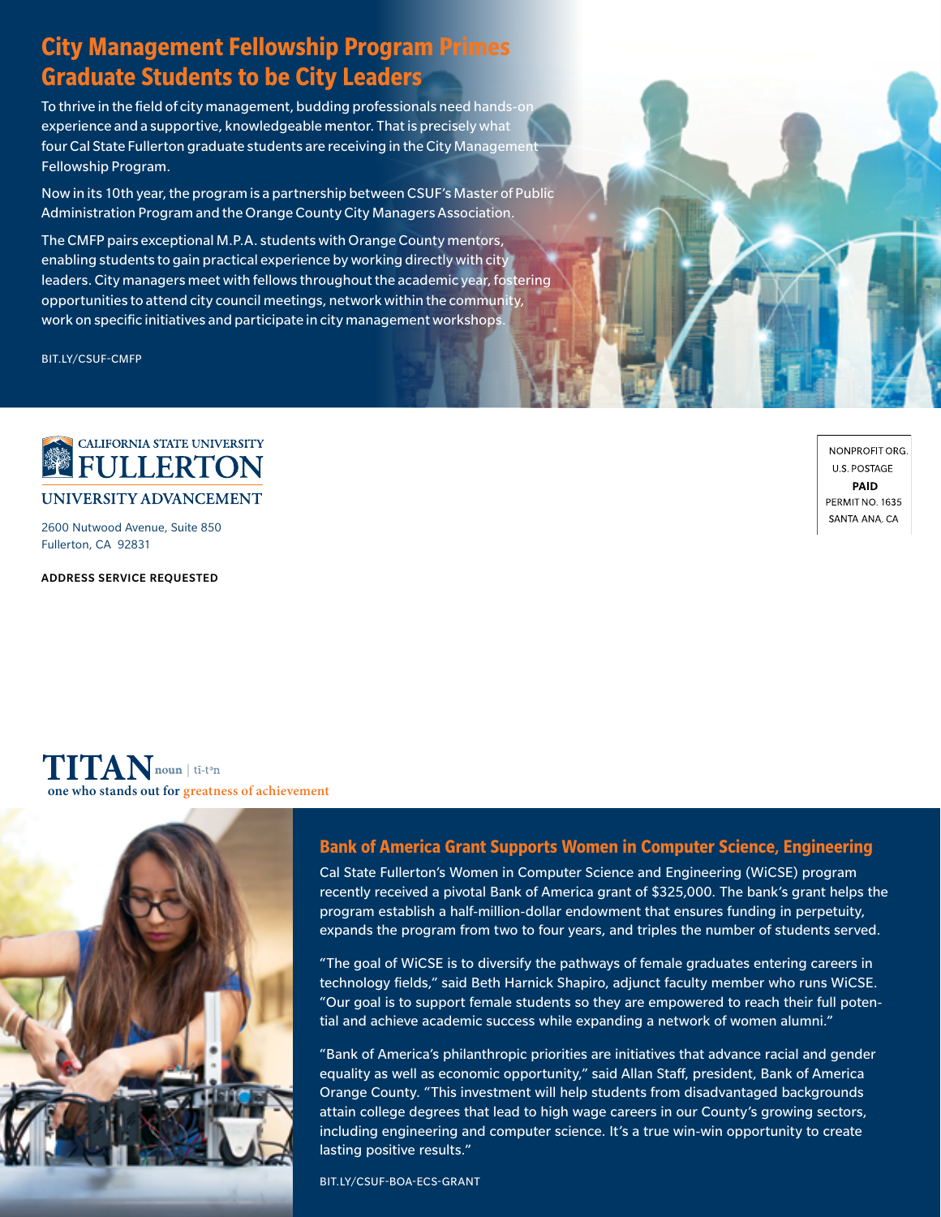## City Management Fellowship Program Primes Graduate Students to be City Leaders

To thrive in the field of city management, budding professionals need hands-on experience and a supportive, knowledgeable mentor. That is precisely what four Cal State Fullerton graduate students are receiving in the City Management Fellowship Program.

Now in its 10th year, the program is a partnership between CSUF's Master of Public Administration Program and the Orange County City Managers Association.

The CMFP pairs exceptional M.P.A. students with Orange County mentors, enabling students to gain practical experience by working directly with city leaders. City managers meet with fellows throughout the academic year, fostering opportunities to attend city council meetings, network within the community, work on specific initiatives and participate in city management workshops.

BIT.LY/CSUF-CMFP

CALIFORNIA STATE UNIVERSITY
FULLERTON
UNIVERSITY ADVANCEMENT

2600 Nutwood Avenue, Suite 850
Fullerton, CA 92831

**ADDRESS SERVICE REQUESTED**

NONPROFIT ORG.
U.S. POSTAGE
**PAID**
PERMIT NO. 1635
SANTA ANA, CA

**TITAN** noun | tī-tᵊn
one who stands out for greatness of achievement

## Bank of America Grant Supports Women in Computer Science, Engineering

Cal State Fullerton's Women in Computer Science and Engineering (WiCSE) program recently received a pivotal Bank of America grant of $325,000. The bank's grant helps the program establish a half-million-dollar endowment that ensures funding in perpetuity, expands the program from two to four years, and triples the number of students served.

"The goal of WiCSE is to diversify the pathways of female graduates entering careers in technology fields," said Beth Harnick Shapiro, adjunct faculty member who runs WiCSE. "Our goal is to support female students so they are empowered to reach their full potential and achieve academic success while expanding a network of women alumni."

"Bank of America's philanthropic priorities are initiatives that advance racial and gender equality as well as economic opportunity," said Allan Staff, president, Bank of America Orange County. "This investment will help students from disadvantaged backgrounds attain college degrees that lead to high wage careers in our County's growing sectors, including engineering and computer science. It's a true win-win opportunity to create lasting positive results."

BIT.LY/CSUF-BOA-ECS-GRANT